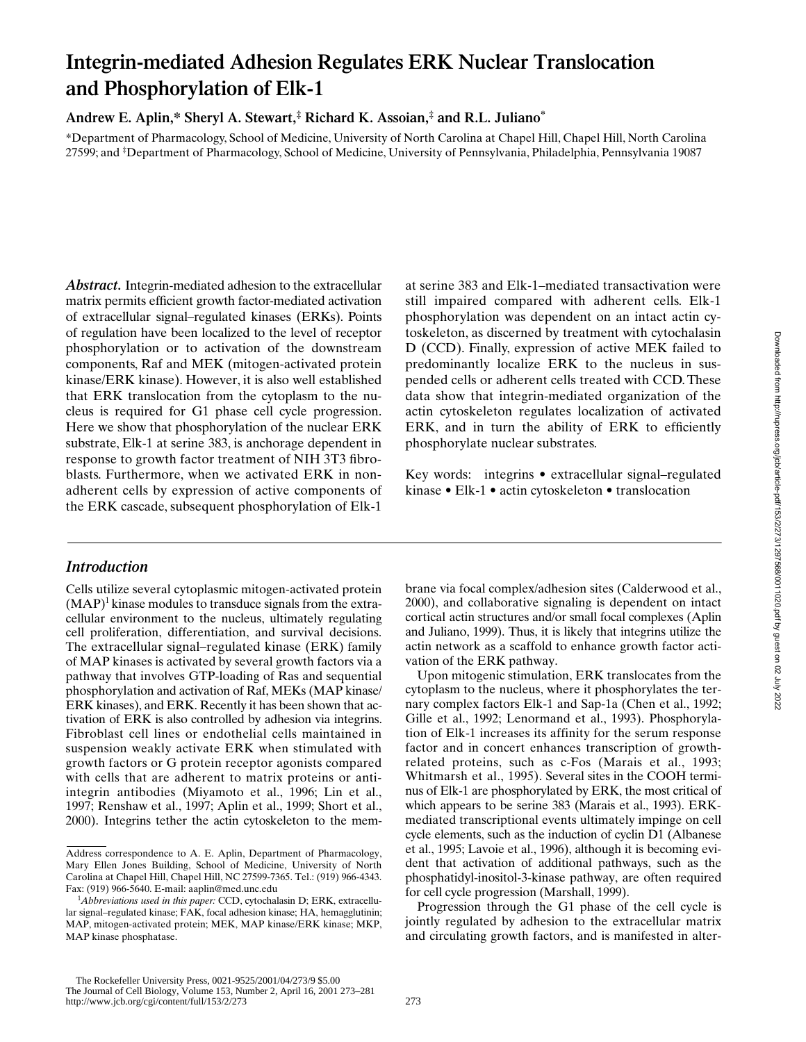# Integrin-mediated Adhesion Regulates ERK Nuclear Translocation and Phosphorylation of Elk-1

**Andrew E. Aplin,* Sheryl A. Stewart,‡ Richard K. Assoian,‡ and R.L. Juliano***

*Department of Pharmacology, School of Medicine, University of North Carolina at Chapel Hill, Chapel Hill, North Carolina 27599; and ‡Department of Pharmacology, School of Medicine, University of Pennsylvania, Philadelphia, Pennsylvania 19087

***Abstract.*** Integrin-mediated adhesion to the extracellular matrix permits efficient growth factor-mediated activation of extracellular signal–regulated kinases (ERKs). Points of regulation have been localized to the level of receptor phosphorylation or to activation of the downstream components, Raf and MEK (mitogen-activated protein kinase/ERK kinase). However, it is also well established that ERK translocation from the cytoplasm to the nucleus is required for G1 phase cell cycle progression. Here we show that phosphorylation of the nuclear ERK substrate, Elk-1 at serine 383, is anchorage dependent in response to growth factor treatment of NIH 3T3 fibroblasts. Furthermore, when we activated ERK in nonadherent cells by expression of active components of the ERK cascade, subsequent phosphorylation of Elk-1 at serine 383 and Elk-1–mediated transactivation were still impaired compared with adherent cells. Elk-1 phosphorylation was dependent on an intact actin cytoskeleton, as discerned by treatment with cytochalasin D (CCD). Finally, expression of active MEK failed to predominantly localize ERK to the nucleus in suspended cells or adherent cells treated with CCD. These data show that integrin-mediated organization of the actin cytoskeleton regulates localization of activated ERK, and in turn the ability of ERK to efficiently phosphorylate nuclear substrates.

Key words: integrins • extracellular signal–regulated kinase • Elk-1 • actin cytoskeleton • translocation

## *Introduction*

Cells utilize several cytoplasmic mitogen-activated protein (MAP)[1] kinase modules to transduce signals from the extracellular environment to the nucleus, ultimately regulating cell proliferation, differentiation, and survival decisions. The extracellular signal–regulated kinase (ERK) family of MAP kinases is activated by several growth factors via a pathway that involves GTP-loading of Ras and sequential phosphorylation and activation of Raf, MEKs (MAP kinase/ERK kinases), and ERK. Recently it has been shown that activation of ERK is also controlled by adhesion via integrins. Fibroblast cell lines or endothelial cells maintained in suspension weakly activate ERK when stimulated with growth factors or G protein receptor agonists compared with cells that are adherent to matrix proteins or anti-integrin antibodies (Miyamoto et al., 1996; Lin et al., 1997; Renshaw et al., 1997; Aplin et al., 1999; Short et al., 2000). Integrins tether the actin cytoskeleton to the membrane via focal complex/adhesion sites (Calderwood et al., 2000), and collaborative signaling is dependent on intact cortical actin structures and/or small focal complexes (Aplin and Juliano, 1999). Thus, it is likely that integrins utilize the actin network as a scaffold to enhance growth factor activation of the ERK pathway.

Upon mitogenic stimulation, ERK translocates from the cytoplasm to the nucleus, where it phosphorylates the ternary complex factors Elk-1 and Sap-1a (Chen et al., 1992; Gille et al., 1992; Lenormand et al., 1993). Phosphorylation of Elk-1 increases its affinity for the serum response factor and in concert enhances transcription of growth-related proteins, such as c-Fos (Marais et al., 1993; Whitmarsh et al., 1995). Several sites in the COOH terminus of Elk-1 are phosphorylated by ERK, the most critical of which appears to be serine 383 (Marais et al., 1993). ERK-mediated transcriptional events ultimately impinge on cell cycle elements, such as the induction of cyclin D1 (Albanese et al., 1995; Lavoie et al., 1996), although it is becoming evident that activation of additional pathways, such as the phosphatidyl-inositol-3-kinase pathway, are often required for cell cycle progression (Marshall, 1999).

Progression through the G1 phase of the cell cycle is jointly regulated by adhesion to the extracellular matrix and circulating growth factors, and is manifested in alter-

Address correspondence to A. E. Aplin, Department of Pharmacology, Mary Ellen Jones Building, School of Medicine, University of North Carolina at Chapel Hill, Chapel Hill, NC 27599-7365. Tel.: (919) 966-4343. Fax: (919) 966-5640. E-mail: aaplin@med.unc.edu

[1]*Abbreviations used in this paper:* CCD, cytochalasin D; ERK, extracellular signal–regulated kinase; FAK, focal adhesion kinase; HA, hemagglutinin; MAP, mitogen-activated protein; MEK, MAP kinase/ERK kinase; MKP, MAP kinase phosphatase.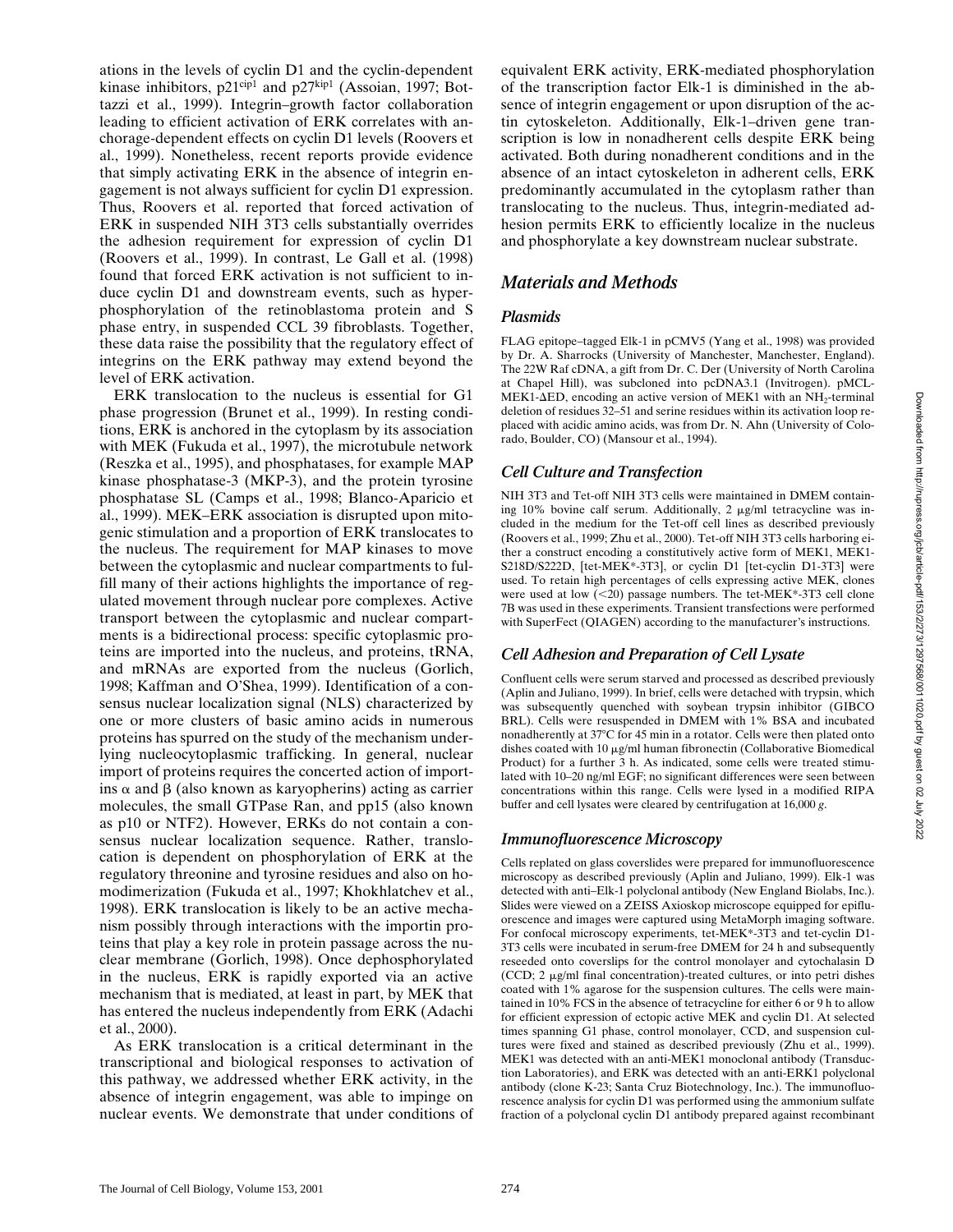ations in the levels of cyclin D1 and the cyclin-dependent kinase inhibitors, p21[cip1] and p27[kip1] (Assoian, 1997; Bottazzi et al., 1999). Integrin–growth factor collaboration leading to efficient activation of ERK correlates with anchorage-dependent effects on cyclin D1 levels (Roovers et al., 1999). Nonetheless, recent reports provide evidence that simply activating ERK in the absence of integrin engagement is not always sufficient for cyclin D1 expression. Thus, Roovers et al. reported that forced activation of ERK in suspended NIH 3T3 cells substantially overrides the adhesion requirement for expression of cyclin D1 (Roovers et al., 1999). In contrast, Le Gall et al. (1998) found that forced ERK activation is not sufficient to induce cyclin D1 and downstream events, such as hyperphosphorylation of the retinoblastoma protein and S phase entry, in suspended CCL 39 fibroblasts. Together, these data raise the possibility that the regulatory effect of integrins on the ERK pathway may extend beyond the level of ERK activation.

ERK translocation to the nucleus is essential for G1 phase progression (Brunet et al., 1999). In resting conditions, ERK is anchored in the cytoplasm by its association with MEK (Fukuda et al., 1997), the microtubule network (Reszka et al., 1995), and phosphatases, for example MAP kinase phosphatase-3 (MKP-3), and the protein tyrosine phosphatase SL (Camps et al., 1998; Blanco-Aparicio et al., 1999). MEK–ERK association is disrupted upon mitogenic stimulation and a proportion of ERK translocates to the nucleus. The requirement for MAP kinases to move between the cytoplasmic and nuclear compartments to fulfill many of their actions highlights the importance of regulated movement through nuclear pore complexes. Active transport between the cytoplasmic and nuclear compartments is a bidirectional process: specific cytoplasmic proteins are imported into the nucleus, and proteins, tRNA, and mRNAs are exported from the nucleus (Gorlich, 1998; Kaffman and O'Shea, 1999). Identification of a consensus nuclear localization signal (NLS) characterized by one or more clusters of basic amino acids in numerous proteins has spurred on the study of the mechanism underlying nucleocytoplasmic trafficking. In general, nuclear import of proteins requires the concerted action of importins α and β (also known as karyopherins) acting as carrier molecules, the small GTPase Ran, and pp15 (also known as p10 or NTF2). However, ERKs do not contain a consensus nuclear localization sequence. Rather, translocation is dependent on phosphorylation of ERK at the regulatory threonine and tyrosine residues and also on homodimerization (Fukuda et al., 1997; Khokhlatchev et al., 1998). ERK translocation is likely to be an active mechanism possibly through interactions with the importin proteins that play a key role in protein passage across the nuclear membrane (Gorlich, 1998). Once dephosphorylated in the nucleus, ERK is rapidly exported via an active mechanism that is mediated, at least in part, by MEK that has entered the nucleus independently from ERK (Adachi et al., 2000).

As ERK translocation is a critical determinant in the transcriptional and biological responses to activation of this pathway, we addressed whether ERK activity, in the absence of integrin engagement, was able to impinge on nuclear events. We demonstrate that under conditions of equivalent ERK activity, ERK-mediated phosphorylation of the transcription factor Elk-1 is diminished in the absence of integrin engagement or upon disruption of the actin cytoskeleton. Additionally, Elk-1–driven gene transcription is low in nonadherent cells despite ERK being activated. Both during nonadherent conditions and in the absence of an intact cytoskeleton in adherent cells, ERK predominantly accumulated in the cytoplasm rather than translocating to the nucleus. Thus, integrin-mediated adhesion permits ERK to efficiently localize in the nucleus and phosphorylate a key downstream nuclear substrate.

## Materials and Methods

### Plasmids

FLAG epitope–tagged Elk-1 in pCMV5 (Yang et al., 1998) was provided by Dr. A. Sharrocks (University of Manchester, Manchester, England). The 22W Raf cDNA, a gift from Dr. C. Der (University of North Carolina at Chapel Hill), was subcloned into pcDNA3.1 (Invitrogen). pMCL-MEK1-ΔED, encoding an active version of MEK1 with an $NH_2$-terminal deletion of residues 32–51 and serine residues within its activation loop replaced with acidic amino acids, was from Dr. N. Ahn (University of Colorado, Boulder, CO) (Mansour et al., 1994).

### Cell Culture and Transfection

NIH 3T3 and Tet-off NIH 3T3 cells were maintained in DMEM containing 10% bovine calf serum. Additionally, 2 μg/ml tetracycline was included in the medium for the Tet-off cell lines as described previously (Roovers et al., 1999; Zhu et al., 2000). Tet-off NIH 3T3 cells harboring either a construct encoding a constitutively active form of MEK1, MEK1-S218D/S222D, [tet-MEK*-3T3], or cyclin D1 [tet-cyclin D1-3T3] were used. To retain high percentages of cells expressing active MEK, clones were used at low (<20) passage numbers. The tet-MEK*-3T3 cell clone 7B was used in these experiments. Transient transfections were performed with SuperFect (QIAGEN) according to the manufacturer's instructions.

### Cell Adhesion and Preparation of Cell Lysate

Confluent cells were serum starved and processed as described previously (Aplin and Juliano, 1999). In brief, cells were detached with trypsin, which was subsequently quenched with soybean trypsin inhibitor (GIBCO BRL). Cells were resuspended in DMEM with 1% BSA and incubated nonadherently at 37°C for 45 min in a rotator. Cells were then plated onto dishes coated with 10 μg/ml human fibronectin (Collaborative Biomedical Product) for a further 3 h. As indicated, some cells were treated stimulated with 10–20 ng/ml EGF; no significant differences were seen between concentrations within this range. Cells were lysed in a modified RIPA buffer and cell lysates were cleared by centrifugation at 16,000 *g*.

### Immunofluorescence Microscopy

Cells replated on glass coverslides were prepared for immunofluorescence microscopy as described previously (Aplin and Juliano, 1999). Elk-1 was detected with anti–Elk-1 polyclonal antibody (New England Biolabs, Inc.). Slides were viewed on a ZEISS Axioskop microscope equipped for epifluorescence and images were captured using MetaMorph imaging software. For confocal microscopy experiments, tet-MEK*-3T3 and tet-cyclin D1-3T3 cells were incubated in serum-free DMEM for 24 h and subsequently reseeded onto coverslips for the control monolayer and cytochalasin D (CCD; 2 μg/ml final concentration)-treated cultures, or into petri dishes coated with 1% agarose for the suspension cultures. The cells were maintained in 10% FCS in the absence of tetracycline for either 6 or 9 h to allow for efficient expression of ectopic active MEK and cyclin D1. At selected times spanning G1 phase, control monolayer, CCD, and suspension cultures were fixed and stained as described previously (Zhu et al., 1999). MEK1 was detected with an anti-MEK1 monoclonal antibody (Transduction Laboratories), and ERK was detected with an anti-ERK1 polyclonal antibody (clone K-23; Santa Cruz Biotechnology, Inc.). The immunofluorescence analysis for cyclin D1 was performed using the ammonium sulfate fraction of a polyclonal cyclin D1 antibody prepared against recombinant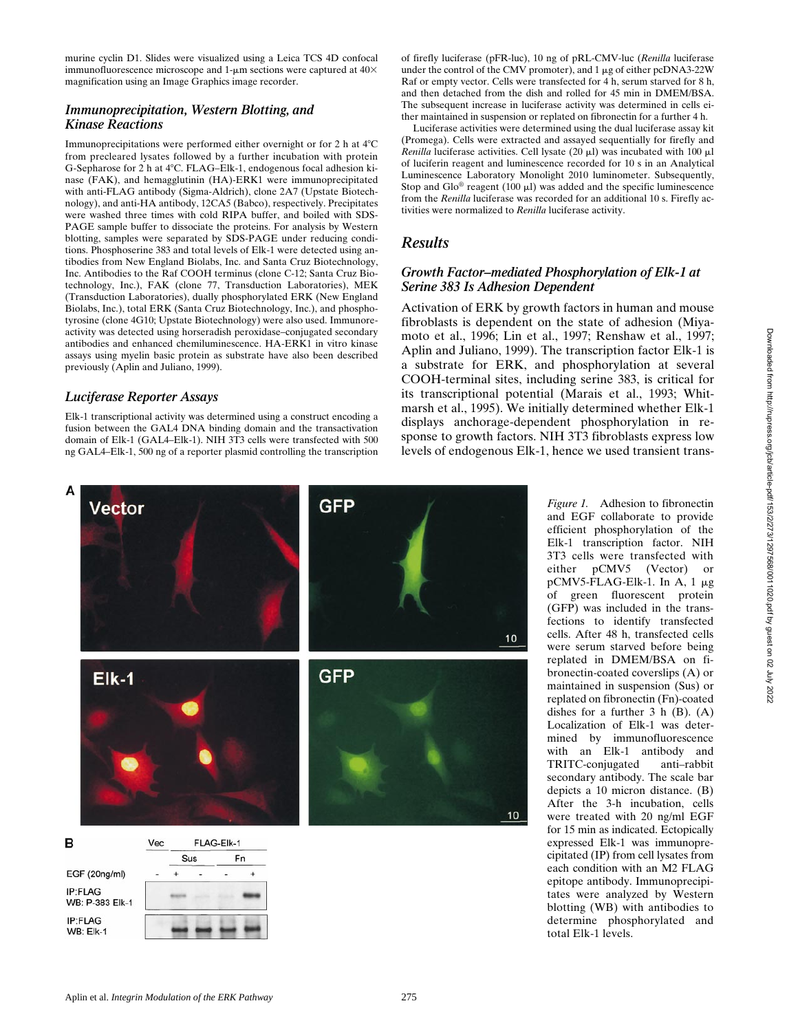murine cyclin D1. Slides were visualized using a Leica TCS 4D confocal immunofluorescence microscope and 1-μm sections were captured at 40× magnification using an Image Graphics image recorder.

### Immunoprecipitation, Western Blotting, and Kinase Reactions

Immunoprecipitations were performed either overnight or for 2 h at 4°C from precleared lysates followed by a further incubation with protein G-Sepharose for 2 h at 4°C. FLAG–Elk-1, endogenous focal adhesion kinase (FAK), and hemagglutinin (HA)-ERK1 were immunoprecipitated with anti-FLAG antibody (Sigma-Aldrich), clone 2A7 (Upstate Biotechnology), and anti-HA antibody, 12CA5 (Babco), respectively. Precipitates were washed three times with cold RIPA buffer, and boiled with SDS-PAGE sample buffer to dissociate the proteins. For analysis by Western blotting, samples were separated by SDS-PAGE under reducing conditions. Phosphoserine 383 and total levels of Elk-1 were detected using antibodies from New England Biolabs, Inc. and Santa Cruz Biotechnology, Inc. Antibodies to the Raf COOH terminus (clone C-12; Santa Cruz Biotechnology, Inc.), FAK (clone 77, Transduction Laboratories), MEK (Transduction Laboratories), dually phosphorylated ERK (New England Biolabs, Inc.), total ERK (Santa Cruz Biotechnology, Inc.), and phosphotyrosine (clone 4G10; Upstate Biotechnology) were also used. Immunoreactivity was detected using horseradish peroxidase–conjugated secondary antibodies and enhanced chemiluminescence. HA-ERK1 in vitro kinase assays using myelin basic protein as substrate have also been described previously (Aplin and Juliano, 1999).

### Luciferase Reporter Assays

Elk-1 transcriptional activity was determined using a construct encoding a fusion between the GAL4 DNA binding domain and the transactivation domain of Elk-1 (GAL4–Elk-1). NIH 3T3 cells were transfected with 500 ng GAL4–Elk-1, 500 ng of a reporter plasmid controlling the transcription of firefly luciferase (pFR-luc), 10 ng of pRL-CMV-luc (*Renilla* luciferase under the control of the CMV promoter), and 1 μg of either pcDNA3-22W Raf or empty vector. Cells were transfected for 4 h, serum starved for 8 h, and then detached from the dish and rolled for 45 min in DMEM/BSA. The subsequent increase in luciferase activity was determined in cells either maintained in suspension or replated on fibronectin for a further 4 h.

Luciferase activities were determined using the dual luciferase assay kit (Promega). Cells were extracted and assayed sequentially for firefly and *Renilla* luciferase activities. Cell lysate (20 μl) was incubated with 100 μl of luciferin reagent and luminescence recorded for 10 s in an Analytical Luminescence Laboratory Monolight 2010 luminometer. Subsequently, Stop and Glo® reagent (100 μl) was added and the specific luminescence from the *Renilla* luciferase was recorded for an additional 10 s. Firefly activities were normalized to *Renilla* luciferase activity.

## Results

### Growth Factor–mediated Phosphorylation of Elk-1 at Serine 383 Is Adhesion Dependent

Activation of ERK by growth factors in human and mouse fibroblasts is dependent on the state of adhesion (Miyamoto et al., 1996; Lin et al., 1997; Renshaw et al., 1997; Aplin and Juliano, 1999). The transcription factor Elk-1 is a substrate for ERK, and phosphorylation at several COOH-terminal sites, including serine 383, is critical for its transcriptional potential (Marais et al., 1993; Whitmarsh et al., 1995). We initially determined whether Elk-1 displays anchorage-dependent phosphorylation in response to growth factors. NIH 3T3 fibroblasts express low levels of endogenous Elk-1, hence we used transient trans-

*Figure 1.* Adhesion to fibronectin and EGF collaborate to provide efficient phosphorylation of the Elk-1 transcription factor. NIH 3T3 cells were transfected with either pCMV5 (Vector) or pCMV5-FLAG-Elk-1. In A, 1 μg of green fluorescent protein (GFP) was included in the transfections to identify transfected cells. After 48 h, transfected cells were serum starved before being replated in DMEM/BSA on fibronectin-coated coverslips (A) or maintained in suspension (Sus) or replated on fibronectin (Fn)-coated dishes for a further 3 h (B). (A) Localization of Elk-1 was determined by immunofluorescence with an Elk-1 antibody and TRITC-conjugated anti–rabbit secondary antibody. The scale bar depicts a 10 micron distance. (B) After the 3-h incubation, cells were treated with 20 ng/ml EGF for 15 min as indicated. Ectopically expressed Elk-1 was immunoprecipitated (IP) from cell lysates from each condition with an M2 FLAG epitope antibody. Immunoprecipitates were analyzed by Western blotting (WB) with antibodies to determine phosphorylated and total Elk-1 levels.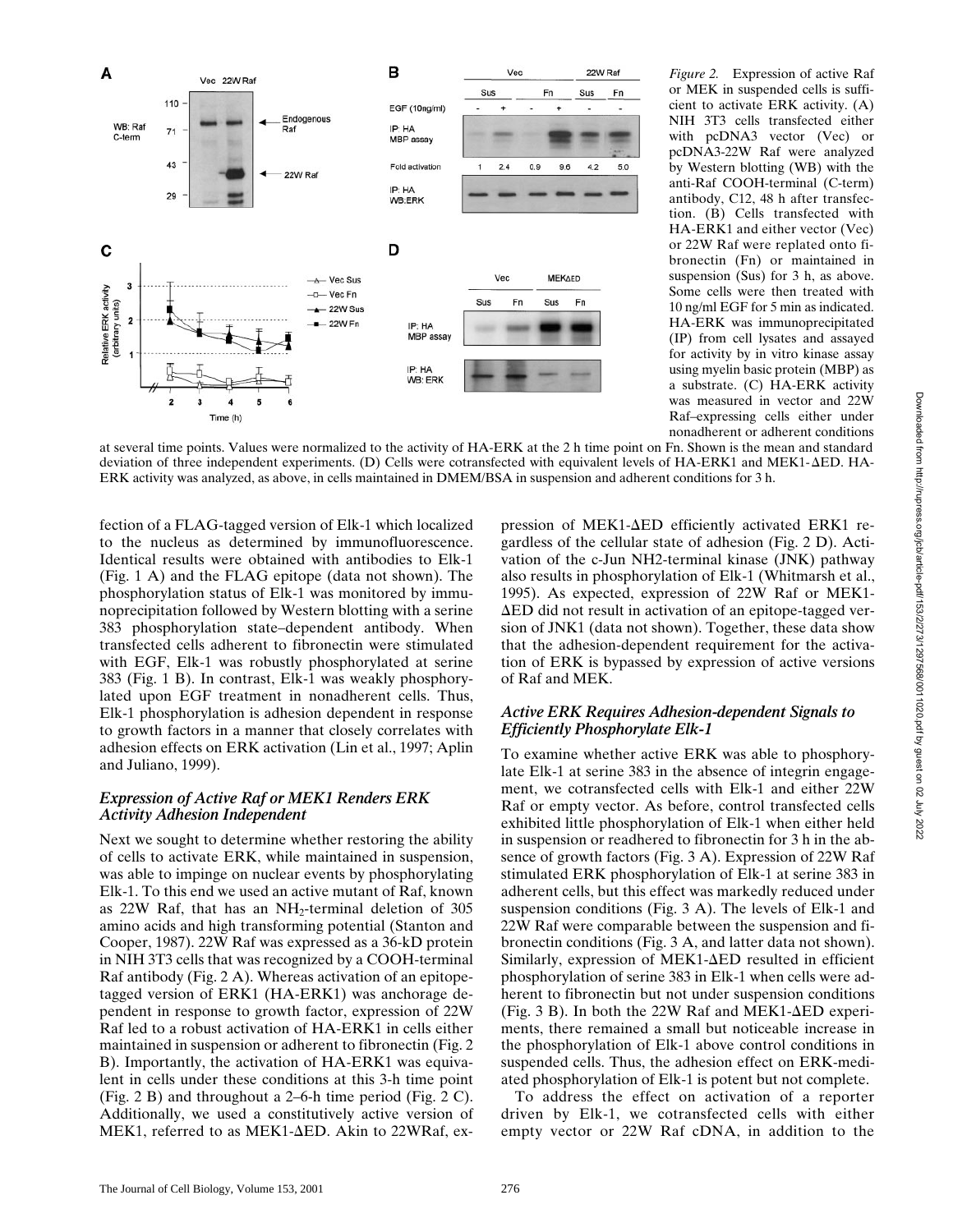*Figure 2.* Expression of active Raf or MEK in suspended cells is sufficient to activate ERK activity. (A) NIH 3T3 cells transfected either with pcDNA3 vector (Vec) or pcDNA3-22W Raf were analyzed by Western blotting (WB) with the anti-Raf COOH-terminal (C-term) antibody, C12, 48 h after transfection. (B) Cells transfected with HA-ERK1 and either vector (Vec) or 22W Raf were replated onto fibronectin (Fn) or maintained in suspension (Sus) for 3 h, as above. Some cells were then treated with 10 ng/ml EGF for 5 min as indicated. HA-ERK was immunoprecipitated (IP) from cell lysates and assayed for activity by in vitro kinase assay using myelin basic protein (MBP) as a substrate. (C) HA-ERK activity was measured in vector and 22W Raf–expressing cells either under nonadherent or adherent conditions at several time points. Values were normalized to the activity of HA-ERK at the 2 h time point on Fn. Shown is the mean and standard deviation of three independent experiments. (D) Cells were cotransfected with equivalent levels of HA-ERK1 and MEK1-ΔED. HA-ERK activity was analyzed, as above, in cells maintained in DMEM/BSA in suspension and adherent conditions for 3 h.

fection of a FLAG-tagged version of Elk-1 which localized to the nucleus as determined by immunofluorescence. Identical results were obtained with antibodies to Elk-1 (Fig. 1 A) and the FLAG epitope (data not shown). The phosphorylation status of Elk-1 was monitored by immunoprecipitation followed by Western blotting with a serine 383 phosphorylation state–dependent antibody. When transfected cells adherent to fibronectin were stimulated with EGF, Elk-1 was robustly phosphorylated at serine 383 (Fig. 1 B). In contrast, Elk-1 was weakly phosphorylated upon EGF treatment in nonadherent cells. Thus, Elk-1 phosphorylation is adhesion dependent in response to growth factors in a manner that closely correlates with adhesion effects on ERK activation (Lin et al., 1997; Aplin and Juliano, 1999).

### *Expression of Active Raf or MEK1 Renders ERK Activity Adhesion Independent*

Next we sought to determine whether restoring the ability of cells to activate ERK, while maintained in suspension, was able to impinge on nuclear events by phosphorylating Elk-1. To this end we used an active mutant of Raf, known as 22W Raf, that has an $NH_2$-terminal deletion of 305 amino acids and high transforming potential (Stanton and Cooper, 1987). 22W Raf was expressed as a 36-kD protein in NIH 3T3 cells that was recognized by a COOH-terminal Raf antibody (Fig. 2 A). Whereas activation of an epitope-tagged version of ERK1 (HA-ERK1) was anchorage dependent in response to growth factor, expression of 22W Raf led to a robust activation of HA-ERK1 in cells either maintained in suspension or adherent to fibronectin (Fig. 2 B). Importantly, the activation of HA-ERK1 was equivalent in cells under these conditions at this 3-h time point (Fig. 2 B) and throughout a 2–6-h time period (Fig. 2 C). Additionally, we used a constitutively active version of MEK1, referred to as MEK1-ΔED. Akin to 22WRaf, expression of MEK1-ΔED efficiently activated ERK1 regardless of the cellular state of adhesion (Fig. 2 D). Activation of the c-Jun NH2-terminal kinase (JNK) pathway also results in phosphorylation of Elk-1 (Whitmarsh et al., 1995). As expected, expression of 22W Raf or MEK1-ΔED did not result in activation of an epitope-tagged version of JNK1 (data not shown). Together, these data show that the adhesion-dependent requirement for the activation of ERK is bypassed by expression of active versions of Raf and MEK.

### *Active ERK Requires Adhesion-dependent Signals to Efficiently Phosphorylate Elk-1*

To examine whether active ERK was able to phosphorylate Elk-1 at serine 383 in the absence of integrin engagement, we cotransfected cells with Elk-1 and either 22W Raf or empty vector. As before, control transfected cells exhibited little phosphorylation of Elk-1 when either held in suspension or readhered to fibronectin for 3 h in the absence of growth factors (Fig. 3 A). Expression of 22W Raf stimulated ERK phosphorylation of Elk-1 at serine 383 in adherent cells, but this effect was markedly reduced under suspension conditions (Fig. 3 A). The levels of Elk-1 and 22W Raf were comparable between the suspension and fibronectin conditions (Fig. 3 A, and latter data not shown). Similarly, expression of MEK1-ΔED resulted in efficient phosphorylation of serine 383 in Elk-1 when cells were adherent to fibronectin but not under suspension conditions (Fig. 3 B). In both the 22W Raf and MEK1-ΔED experiments, there remained a small but noticeable increase in the phosphorylation of Elk-1 above control conditions in suspended cells. Thus, the adhesion effect on ERK-mediated phosphorylation of Elk-1 is potent but not complete.

To address the effect on activation of a reporter driven by Elk-1, we cotransfected cells with either empty vector or 22W Raf cDNA, in addition to the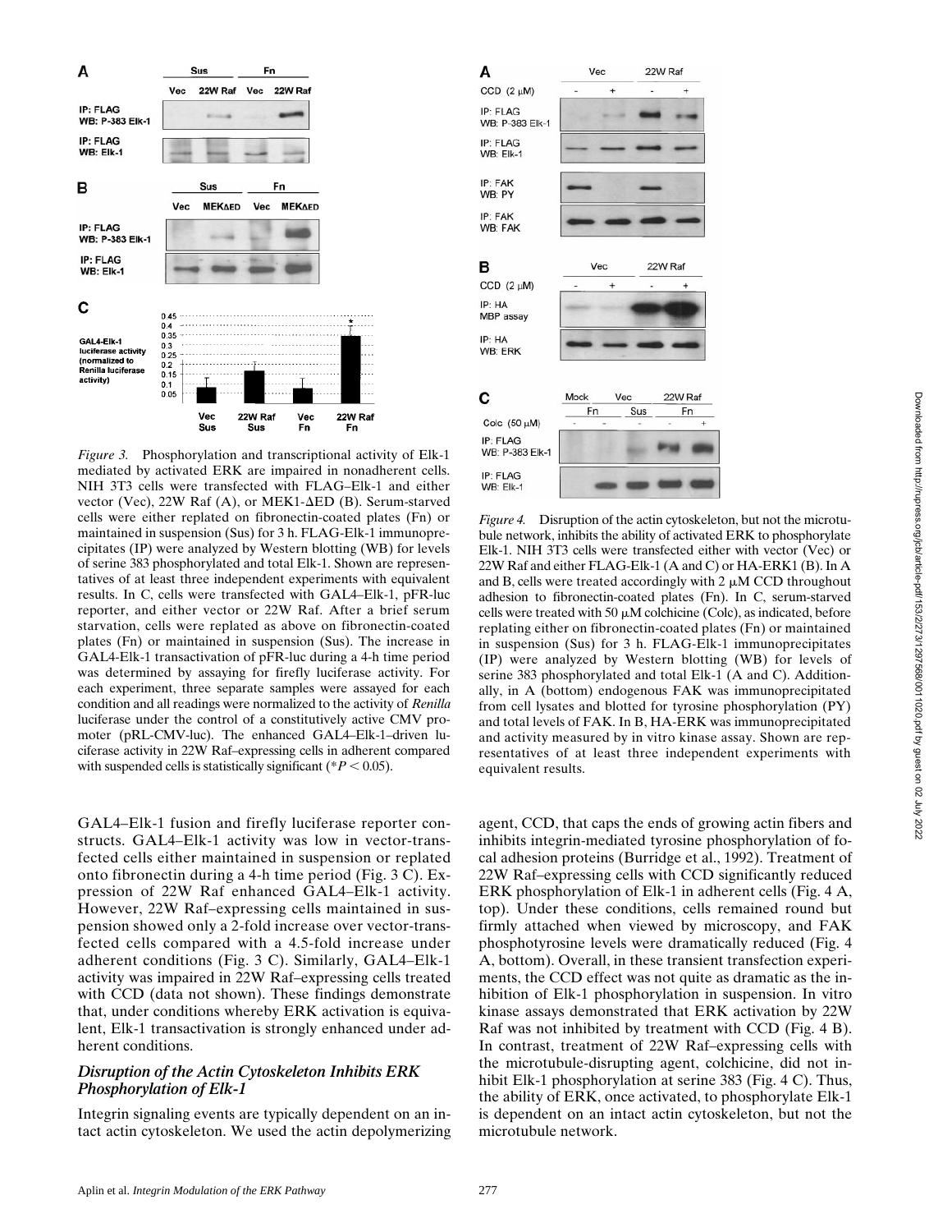*Figure 3.* Phosphorylation and transcriptional activity of Elk-1 mediated by activated ERK are impaired in nonadherent cells. NIH 3T3 cells were transfected with FLAG–Elk-1 and either vector (Vec), 22W Raf (A), or MEK1-ΔED (B). Serum-starved cells were either replated on fibronectin-coated plates (Fn) or maintained in suspension (Sus) for 3 h. FLAG-Elk-1 immunoprecipitates (IP) were analyzed by Western blotting (WB) for levels of serine 383 phosphorylated and total Elk-1. Shown are representatives of at least three independent experiments with equivalent results. In C, cells were transfected with GAL4–Elk-1, pFR-luc reporter, and either vector or 22W Raf. After a brief serum starvation, cells were replated as above on fibronectin-coated plates (Fn) or maintained in suspension (Sus). The increase in GAL4-Elk-1 transactivation of pFR-luc during a 4-h time period was determined by assaying for firefly luciferase activity. For each experiment, three separate samples were assayed for each condition and all readings were normalized to the activity of *Renilla* luciferase under the control of a constitutively active CMV promoter (pRL-CMV-luc). The enhanced GAL4–Elk-1–driven luciferase activity in 22W Raf–expressing cells in adherent compared with suspended cells is statistically significant (* $P < 0.05$).

*Figure 4.* Disruption of the actin cytoskeleton, but not the microtubule network, inhibits the ability of activated ERK to phosphorylate Elk-1. NIH 3T3 cells were transfected either with vector (Vec) or 22W Raf and either FLAG-Elk-1 (A and C) or HA-ERK1 (B). In A and B, cells were treated accordingly with 2 μM CCD throughout adhesion to fibronectin-coated plates (Fn). In C, serum-starved cells were treated with 50 μM colchicine (Colc), as indicated, before replating either on fibronectin-coated plates (Fn) or maintained in suspension (Sus) for 3 h. FLAG-Elk-1 immunoprecipitates (IP) were analyzed by Western blotting (WB) for levels of serine 383 phosphorylated and total Elk-1 (A and C). Additionally, in A (bottom) endogenous FAK was immunoprecipitated from cell lysates and blotted for tyrosine phosphorylation (PY) and total levels of FAK. In B, HA-ERK was immunoprecipitated and activity measured by in vitro kinase assay. Shown are representatives of at least three independent experiments with equivalent results.

GAL4–Elk-1 fusion and firefly luciferase reporter constructs. GAL4–Elk-1 activity was low in vector-transfected cells either maintained in suspension or replated onto fibronectin during a 4-h time period (Fig. 3 C). Expression of 22W Raf enhanced GAL4–Elk-1 activity. However, 22W Raf–expressing cells maintained in suspension showed only a 2-fold increase over vector-transfected cells compared with a 4.5-fold increase under adherent conditions (Fig. 3 C). Similarly, GAL4–Elk-1 activity was impaired in 22W Raf–expressing cells treated with CCD (data not shown). These findings demonstrate that, under conditions whereby ERK activation is equivalent, Elk-1 transactivation is strongly enhanced under adherent conditions.

### *Disruption of the Actin Cytoskeleton Inhibits ERK Phosphorylation of Elk-1*

Integrin signaling events are typically dependent on an intact actin cytoskeleton. We used the actin depolymerizing agent, CCD, that caps the ends of growing actin fibers and inhibits integrin-mediated tyrosine phosphorylation of focal adhesion proteins (Burridge et al., 1992). Treatment of 22W Raf–expressing cells with CCD significantly reduced ERK phosphorylation of Elk-1 in adherent cells (Fig. 4 A, top). Under these conditions, cells remained round but firmly attached when viewed by microscopy, and FAK phosphotyrosine levels were dramatically reduced (Fig. 4 A, bottom). Overall, in these transient transfection experiments, the CCD effect was not quite as dramatic as the inhibition of Elk-1 phosphorylation in suspension. In vitro kinase assays demonstrated that ERK activation by 22W Raf was not inhibited by treatment with CCD (Fig. 4 B). In contrast, treatment of 22W Raf–expressing cells with the microtubule-disrupting agent, colchicine, did not inhibit Elk-1 phosphorylation at serine 383 (Fig. 4 C). Thus, the ability of ERK, once activated, to phosphorylate Elk-1 is dependent on an intact actin cytoskeleton, but not the microtubule network.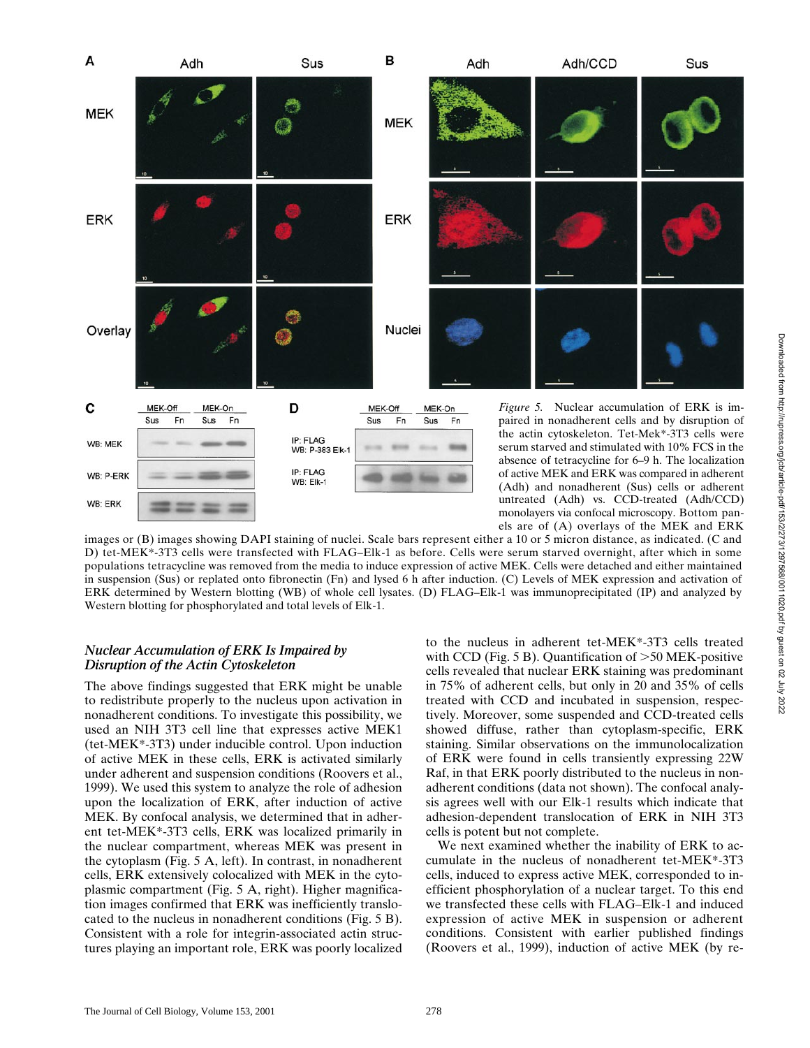*Figure 5.* Nuclear accumulation of ERK is impaired in nonadherent cells and by disruption of the actin cytoskeleton. Tet-Mek*-3T3 cells were serum starved and stimulated with 10% FCS in the absence of tetracycline for 6–9 h. The localization of active MEK and ERK was compared in adherent (Adh) and nonadherent (Sus) cells or adherent untreated (Adh) vs. CCD-treated (Adh/CCD) monolayers via confocal microscopy. Bottom panels are of (A) overlays of the MEK and ERK images or (B) images showing DAPI staining of nuclei. Scale bars represent either a 10 or 5 micron distance, as indicated. (C and D) tet-MEK*-3T3 cells were transfected with FLAG–Elk-1 as before. Cells were serum starved overnight, after which in some populations tetracycline was removed from the media to induce expression of active MEK. Cells were detached and either maintained in suspension (Sus) or replated onto fibronectin (Fn) and lysed 6 h after induction. (C) Levels of MEK expression and activation of ERK determined by Western blotting (WB) of whole cell lysates. (D) FLAG–Elk-1 was immunoprecipitated (IP) and analyzed by Western blotting for phosphorylated and total levels of Elk-1.

### *Nuclear Accumulation of ERK Is Impaired by Disruption of the Actin Cytoskeleton*

The above findings suggested that ERK might be unable to redistribute properly to the nucleus upon activation in nonadherent conditions. To investigate this possibility, we used an NIH 3T3 cell line that expresses active MEK1 (tet-MEK*-3T3) under inducible control. Upon induction of active MEK in these cells, ERK is activated similarly under adherent and suspension conditions (Roovers et al., 1999). We used this system to analyze the role of adhesion upon the localization of ERK, after induction of active MEK. By confocal analysis, we determined that in adherent tet-MEK*-3T3 cells, ERK was localized primarily in the nuclear compartment, whereas MEK was present in the cytoplasm (Fig. 5 A, left). In contrast, in nonadherent cells, ERK extensively colocalized with MEK in the cytoplasmic compartment (Fig. 5 A, right). Higher magnification images confirmed that ERK was inefficiently translocated to the nucleus in nonadherent conditions (Fig. 5 B). Consistent with a role for integrin-associated actin structures playing an important role, ERK was poorly localized to the nucleus in adherent tet-MEK*-3T3 cells treated with CCD (Fig. 5 B). Quantification of >50 MEK-positive cells revealed that nuclear ERK staining was predominant in 75% of adherent cells, but only in 20 and 35% of cells treated with CCD and incubated in suspension, respectively. Moreover, some suspended and CCD-treated cells showed diffuse, rather than cytoplasm-specific, ERK staining. Similar observations on the immunolocalization of ERK were found in cells transiently expressing 22W Raf, in that ERK poorly distributed to the nucleus in nonadherent conditions (data not shown). The confocal analysis agrees well with our Elk-1 results which indicate that adhesion-dependent translocation of ERK in NIH 3T3 cells is potent but not complete.

We next examined whether the inability of ERK to accumulate in the nucleus of nonadherent tet-MEK*-3T3 cells, induced to express active MEK, corresponded to inefficient phosphorylation of a nuclear target. To this end we transfected these cells with FLAG–Elk-1 and induced expression of active MEK in suspension or adherent conditions. Consistent with earlier published findings (Roovers et al., 1999), induction of active MEK (by re-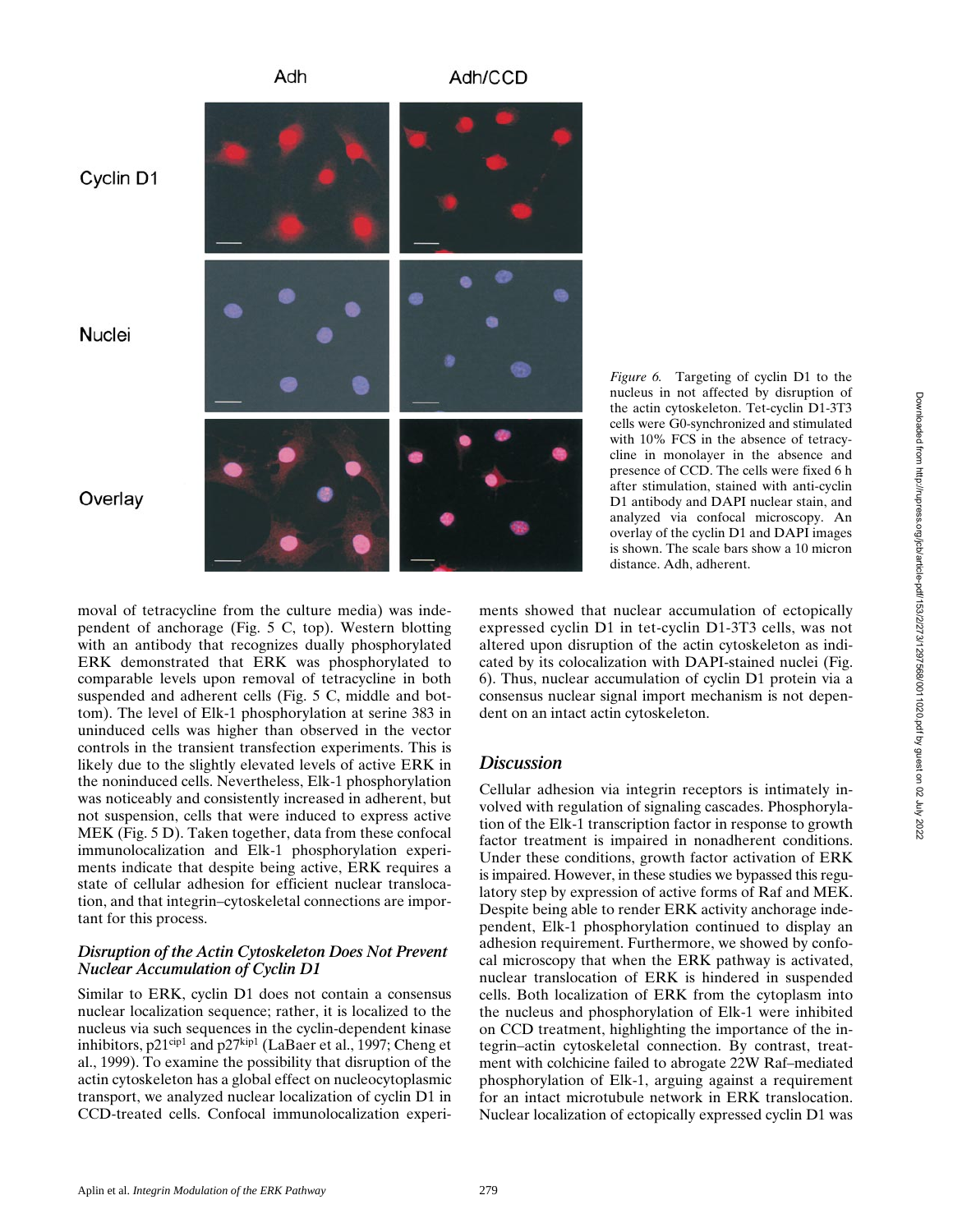*Figure 6.* Targeting of cyclin D1 to the nucleus in not affected by disruption of the actin cytoskeleton. Tet-cyclin D1-3T3 cells were G0-synchronized and stimulated with 10% FCS in the absence of tetracycline in monolayer in the absence and presence of CCD. The cells were fixed 6 h after stimulation, stained with anti-cyclin D1 antibody and DAPI nuclear stain, and analyzed via confocal microscopy. An overlay of the cyclin D1 and DAPI images is shown. The scale bars show a 10 micron distance. Adh, adherent.

moval of tetracycline from the culture media) was independent of anchorage (Fig. 5 C, top). Western blotting with an antibody that recognizes dually phosphorylated ERK demonstrated that ERK was phosphorylated to comparable levels upon removal of tetracycline in both suspended and adherent cells (Fig. 5 C, middle and bottom). The level of Elk-1 phosphorylation at serine 383 in uninduced cells was higher than observed in the vector controls in the transient transfection experiments. This is likely due to the slightly elevated levels of active ERK in the noninduced cells. Nevertheless, Elk-1 phosphorylation was noticeably and consistently increased in adherent, but not suspension, cells that were induced to express active MEK (Fig. 5 D). Taken together, data from these confocal immunolocalization and Elk-1 phosphorylation experiments indicate that despite being active, ERK requires a state of cellular adhesion for efficient nuclear translocation, and that integrin–cytoskeletal connections are important for this process.

### *Disruption of the Actin Cytoskeleton Does Not Prevent Nuclear Accumulation of Cyclin D1*

Similar to ERK, cyclin D1 does not contain a consensus nuclear localization sequence; rather, it is localized to the nucleus via such sequences in the cyclin-dependent kinase inhibitors, $p21^{cip1}$ and $p27^{kip1}$ (LaBaer et al., 1997; Cheng et al., 1999). To examine the possibility that disruption of the actin cytoskeleton has a global effect on nucleocytoplasmic transport, we analyzed nuclear localization of cyclin D1 in CCD-treated cells. Confocal immunolocalization experiments showed that nuclear accumulation of ectopically expressed cyclin D1 in tet-cyclin D1-3T3 cells, was not altered upon disruption of the actin cytoskeleton as indicated by its colocalization with DAPI-stained nuclei (Fig. 6). Thus, nuclear accumulation of cyclin D1 protein via a consensus nuclear signal import mechanism is not dependent on an intact actin cytoskeleton.

## *Discussion*

Cellular adhesion via integrin receptors is intimately involved with regulation of signaling cascades. Phosphorylation of the Elk-1 transcription factor in response to growth factor treatment is impaired in nonadherent conditions. Under these conditions, growth factor activation of ERK is impaired. However, in these studies we bypassed this regulatory step by expression of active forms of Raf and MEK. Despite being able to render ERK activity anchorage independent, Elk-1 phosphorylation continued to display an adhesion requirement. Furthermore, we showed by confocal microscopy that when the ERK pathway is activated, nuclear translocation of ERK is hindered in suspended cells. Both localization of ERK from the cytoplasm into the nucleus and phosphorylation of Elk-1 were inhibited on CCD treatment, highlighting the importance of the integrin–actin cytoskeletal connection. By contrast, treatment with colchicine failed to abrogate 22W Raf–mediated phosphorylation of Elk-1, arguing against a requirement for an intact microtubule network in ERK translocation. Nuclear localization of ectopically expressed cyclin D1 was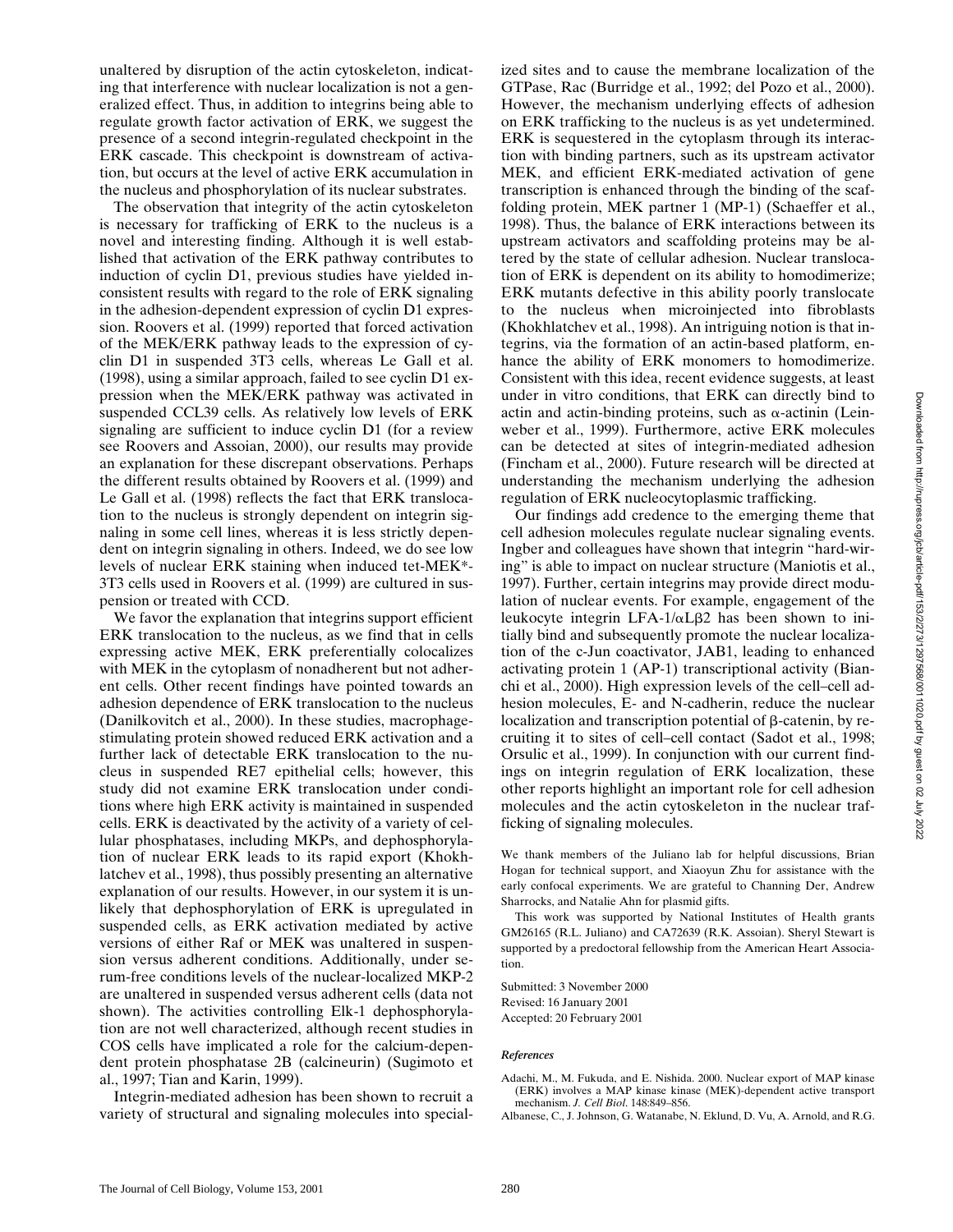unaltered by disruption of the actin cytoskeleton, indicating that interference with nuclear localization is not a generalized effect. Thus, in addition to integrins being able to regulate growth factor activation of ERK, we suggest the presence of a second integrin-regulated checkpoint in the ERK cascade. This checkpoint is downstream of activation, but occurs at the level of active ERK accumulation in the nucleus and phosphorylation of its nuclear substrates.

The observation that integrity of the actin cytoskeleton is necessary for trafficking of ERK to the nucleus is a novel and interesting finding. Although it is well established that activation of the ERK pathway contributes to induction of cyclin D1, previous studies have yielded inconsistent results with regard to the role of ERK signaling in the adhesion-dependent expression of cyclin D1 expression. Roovers et al. (1999) reported that forced activation of the MEK/ERK pathway leads to the expression of cyclin D1 in suspended 3T3 cells, whereas Le Gall et al. (1998), using a similar approach, failed to see cyclin D1 expression when the MEK/ERK pathway was activated in suspended CCL39 cells. As relatively low levels of ERK signaling are sufficient to induce cyclin D1 (for a review see Roovers and Assoian, 2000), our results may provide an explanation for these discrepant observations. Perhaps the different results obtained by Roovers et al. (1999) and Le Gall et al. (1998) reflects the fact that ERK translocation to the nucleus is strongly dependent on integrin signaling in some cell lines, whereas it is less strictly dependent on integrin signaling in others. Indeed, we do see low levels of nuclear ERK staining when induced tet-MEK*-3T3 cells used in Roovers et al. (1999) are cultured in suspension or treated with CCD.

We favor the explanation that integrins support efficient ERK translocation to the nucleus, as we find that in cells expressing active MEK, ERK preferentially colocalizes with MEK in the cytoplasm of nonadherent but not adherent cells. Other recent findings have pointed towards an adhesion dependence of ERK translocation to the nucleus (Danilkovitch et al., 2000). In these studies, macrophage-stimulating protein showed reduced ERK activation and a further lack of detectable ERK translocation to the nucleus in suspended RE7 epithelial cells; however, this study did not examine ERK translocation under conditions where high ERK activity is maintained in suspended cells. ERK is deactivated by the activity of a variety of cellular phosphatases, including MKPs, and dephosphorylation of nuclear ERK leads to its rapid export (Khokhlatchev et al., 1998), thus possibly presenting an alternative explanation of our results. However, in our system it is unlikely that dephosphorylation of ERK is upregulated in suspended cells, as ERK activation mediated by active versions of either Raf or MEK was unaltered in suspension versus adherent conditions. Additionally, under serum-free conditions levels of the nuclear-localized MKP-2 are unaltered in suspended versus adherent cells (data not shown). The activities controlling Elk-1 dephosphorylation are not well characterized, although recent studies in COS cells have implicated a role for the calcium-dependent protein phosphatase 2B (calcineurin) (Sugimoto et al., 1997; Tian and Karin, 1999).

Integrin-mediated adhesion has been shown to recruit a variety of structural and signaling molecules into specialized sites and to cause the membrane localization of the GTPase, Rac (Burridge et al., 1992; del Pozo et al., 2000). However, the mechanism underlying effects of adhesion on ERK trafficking to the nucleus is as yet undetermined. ERK is sequestered in the cytoplasm through its interaction with binding partners, such as its upstream activator MEK, and efficient ERK-mediated activation of gene transcription is enhanced through the binding of the scaffolding protein, MEK partner 1 (MP-1) (Schaeffer et al., 1998). Thus, the balance of ERK interactions between its upstream activators and scaffolding proteins may be altered by the state of cellular adhesion. Nuclear translocation of ERK is dependent on its ability to homodimerize; ERK mutants defective in this ability poorly translocate to the nucleus when microinjected into fibroblasts (Khokhlatchev et al., 1998). An intriguing notion is that integrins, via the formation of an actin-based platform, enhance the ability of ERK monomers to homodimerize. Consistent with this idea, recent evidence suggests, at least under in vitro conditions, that ERK can directly bind to actin and actin-binding proteins, such as α-actinin (Leinweber et al., 1999). Furthermore, active ERK molecules can be detected at sites of integrin-mediated adhesion (Fincham et al., 2000). Future research will be directed at understanding the mechanism underlying the adhesion regulation of ERK nucleocytoplasmic trafficking.

Our findings add credence to the emerging theme that cell adhesion molecules regulate nuclear signaling events. Ingber and colleagues have shown that integrin "hard-wiring" is able to impact on nuclear structure (Maniotis et al., 1997). Further, certain integrins may provide direct modulation of nuclear events. For example, engagement of the leukocyte integrin LFA-1/αLβ2 has been shown to initially bind and subsequently promote the nuclear localization of the c-Jun coactivator, JAB1, leading to enhanced activating protein 1 (AP-1) transcriptional activity (Bianchi et al., 2000). High expression levels of the cell–cell adhesion molecules, E- and N-cadherin, reduce the nuclear localization and transcription potential of β-catenin, by recruiting it to sites of cell–cell contact (Sadot et al., 1998; Orsulic et al., 1999). In conjunction with our current findings on integrin regulation of ERK localization, these other reports highlight an important role for cell adhesion molecules and the actin cytoskeleton in the nuclear trafficking of signaling molecules.

We thank members of the Juliano lab for helpful discussions, Brian Hogan for technical support, and Xiaoyun Zhu for assistance with the early confocal experiments. We are grateful to Channing Der, Andrew Sharrocks, and Natalie Ahn for plasmid gifts.

This work was supported by National Institutes of Health grants GM26165 (R.L. Juliano) and CA72639 (R.K. Assoian). Sheryl Stewart is supported by a predoctoral fellowship from the American Heart Association.

Submitted: 3 November 2000
Revised: 16 January 2001
Accepted: 20 February 2001

### *References*

Adachi, M., M. Fukuda, and E. Nishida. 2000. Nuclear export of MAP kinase (ERK) involves a MAP kinase kinase (MEK)-dependent active transport mechanism. *J. Cell Biol.* 148:849–856.

Albanese, C., J. Johnson, G. Watanabe, N. Eklund, D. Vu, A. Arnold, and R.G.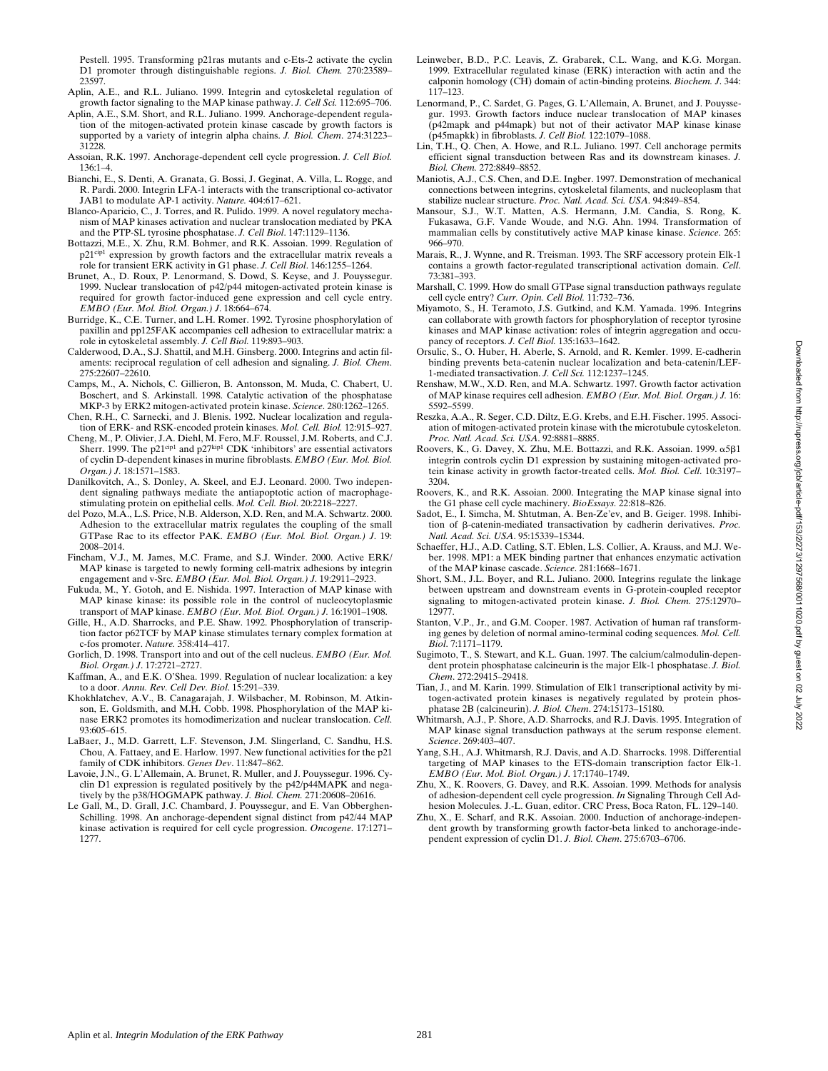Pestell. 1995. Transforming p21ras mutants and c-Ets-2 activate the cyclin D1 promoter through distinguishable regions. *J. Biol. Chem.* 270:23589–23597.

Aplin, A.E., and R.L. Juliano. 1999. Integrin and cytoskeletal regulation of growth factor signaling to the MAP kinase pathway. *J. Cell Sci.* 112:695–706.

Aplin, A.E., S.M. Short, and R.L. Juliano. 1999. Anchorage-dependent regulation of the mitogen-activated protein kinase cascade by growth factors is supported by a variety of integrin alpha chains. *J. Biol. Chem*. 274:31223–31228.

Assoian, R.K. 1997. Anchorage-dependent cell cycle progression. *J. Cell Biol.* 136:1–4.

Bianchi, E., S. Denti, A. Granata, G. Bossi, J. Geginat, A. Villa, L. Rogge, and R. Pardi. 2000. Integrin LFA-1 interacts with the transcriptional co-activator JAB1 to modulate AP-1 activity. *Nature.* 404:617–621.

Blanco-Aparicio, C., J. Torres, and R. Pulido. 1999. A novel regulatory mechanism of MAP kinases activation and nuclear translocation mediated by PKA and the PTP-SL tyrosine phosphatase. *J. Cell Biol*. 147:1129–1136.

Bottazzi, M.E., X. Zhu, R.M. Bohmer, and R.K. Assoian. 1999. Regulation of p21[cip1] expression by growth factors and the extracellular matrix reveals a role for transient ERK activity in G1 phase. *J. Cell Biol*. 146:1255–1264.

Brunet, A., D. Roux, P. Lenormand, S. Dowd, S. Keyse, and J. Pouyssegur. 1999. Nuclear translocation of p42/p44 mitogen-activated protein kinase is required for growth factor-induced gene expression and cell cycle entry. *EMBO (Eur. Mol. Biol. Organ.) J*. 18:664–674.

Burridge, K., C.E. Turner, and L.H. Romer. 1992. Tyrosine phosphorylation of paxillin and pp125FAK accompanies cell adhesion to extracellular matrix: a role in cytoskeletal assembly. *J. Cell Biol.* 119:893–903.

Calderwood, D.A., S.J. Shattil, and M.H. Ginsberg. 2000. Integrins and actin filaments: reciprocal regulation of cell adhesion and signaling. *J. Biol. Chem*. 275:22607–22610.

Camps, M., A. Nichols, C. Gillieron, B. Antonsson, M. Muda, C. Chabert, U. Boschert, and S. Arkinstall. 1998. Catalytic activation of the phosphatase MKP-3 by ERK2 mitogen-activated protein kinase. *Science*. 280:1262–1265.

Chen, R.H., C. Sarnecki, and J. Blenis. 1992. Nuclear localization and regulation of ERK- and RSK-encoded protein kinases. *Mol. Cell. Biol.* 12:915–927.

Cheng, M., P. Olivier, J.A. Diehl, M. Fero, M.F. Roussel, J.M. Roberts, and C.J. Sherr. 1999. The p21[cip1] and p27[kip1] CDK 'inhibitors' are essential activators of cyclin D-dependent kinases in murine fibroblasts. *EMBO (Eur. Mol. Biol. Organ.) J*. 18:1571–1583.

Danilkovitch, A., S. Donley, A. Skeel, and E.J. Leonard. 2000. Two independent signaling pathways mediate the antiapoptotic action of macrophage-stimulating protein on epithelial cells. *Mol. Cell. Biol*. 20:2218–2227.

del Pozo, M.A., L.S. Price, N.B. Alderson, X.D. Ren, and M.A. Schwartz. 2000. Adhesion to the extracellular matrix regulates the coupling of the small GTPase Rac to its effector PAK. *EMBO (Eur. Mol. Biol. Organ.) J*. 19: 2008–2014.

Fincham, V.J., M. James, M.C. Frame, and S.J. Winder. 2000. Active ERK/MAP kinase is targeted to newly forming cell-matrix adhesions by integrin engagement and v-Src. *EMBO (Eur. Mol. Biol. Organ.) J*. 19:2911–2923.

Fukuda, M., Y. Gotoh, and E. Nishida. 1997. Interaction of MAP kinase with MAP kinase kinase: its possible role in the control of nucleocytoplasmic transport of MAP kinase. *EMBO (Eur. Mol. Biol. Organ.) J*. 16:1901–1908.

Gille, H., A.D. Sharrocks, and P.E. Shaw. 1992. Phosphorylation of transcription factor p62TCF by MAP kinase stimulates ternary complex formation at c-fos promoter. *Nature.* 358:414–417.

Gorlich, D. 1998. Transport into and out of the cell nucleus. *EMBO (Eur. Mol. Biol. Organ.) J*. 17:2721–2727.

Kaffman, A., and E.K. O'Shea. 1999. Regulation of nuclear localization: a key to a door. *Annu. Rev. Cell Dev. Biol*. 15:291–339.

Khokhlatchev, A.V., B. Canagarajah, J. Wilsbacher, M. Robinson, M. Atkinson, E. Goldsmith, and M.H. Cobb. 1998. Phosphorylation of the MAP kinase ERK2 promotes its homodimerization and nuclear translocation. *Cell*. 93:605–615.

LaBaer, J., M.D. Garrett, L.F. Stevenson, J.M. Slingerland, C. Sandhu, H.S. Chou, A. Fattaey, and E. Harlow. 1997. New functional activities for the p21 family of CDK inhibitors. *Genes Dev*. 11:847–862.

Lavoie, J.N., G. L'Allemain, A. Brunet, R. Muller, and J. Pouyssegur. 1996. Cyclin D1 expression is regulated positively by the p42/p44MAPK and negatively by the p38/HOGMAPK pathway. *J. Biol. Chem.* 271:20608–20616.

Le Gall, M., D. Grall, J.C. Chambard, J. Pouyssegur, and E. Van Obberghen-Schilling. 1998. An anchorage-dependent signal distinct from p42/44 MAP kinase activation is required for cell cycle progression. *Oncogene*. 17:1271–1277.

Leinweber, B.D., P.C. Leavis, Z. Grabarek, C.L. Wang, and K.G. Morgan. 1999. Extracellular regulated kinase (ERK) interaction with actin and the calponin homology (CH) domain of actin-binding proteins. *Biochem. J*. 344: 117–123.

Lenormand, P., C. Sardet, G. Pages, G. L'Allemain, A. Brunet, and J. Pouyssegur. 1993. Growth factors induce nuclear translocation of MAP kinases (p42mapk and p44mapk) but not of their activator MAP kinase kinase (p45mapkk) in fibroblasts. *J. Cell Biol.* 122:1079–1088.

Lin, T.H., Q. Chen, A. Howe, and R.L. Juliano. 1997. Cell anchorage permits efficient signal transduction between Ras and its downstream kinases. *J. Biol. Chem.* 272:8849–8852.

Maniotis, A.J., C.S. Chen, and D.E. Ingber. 1997. Demonstration of mechanical connections between integrins, cytoskeletal filaments, and nucleoplasm that stabilize nuclear structure. *Proc. Natl. Acad. Sci. USA*. 94:849–854.

Mansour, S.J., W.T. Matten, A.S. Hermann, J.M. Candia, S. Rong, K. Fukasawa, G.F. Vande Woude, and N.G. Ahn. 1994. Transformation of mammalian cells by constitutively active MAP kinase kinase. *Science*. 265: 966–970.

Marais, R., J. Wynne, and R. Treisman. 1993. The SRF accessory protein Elk-1 contains a growth factor-regulated transcriptional activation domain. *Cell*. 73:381–393.

Marshall, C. 1999. How do small GTPase signal transduction pathways regulate cell cycle entry? *Curr. Opin. Cell Biol.* 11:732–736.

Miyamoto, S., H. Teramoto, J.S. Gutkind, and K.M. Yamada. 1996. Integrins can collaborate with growth factors for phosphorylation of receptor tyrosine kinases and MAP kinase activation: roles of integrin aggregation and occupancy of receptors. *J. Cell Biol.* 135:1633–1642.

Orsulic, S., O. Huber, H. Aberle, S. Arnold, and R. Kemler. 1999. E-cadherin binding prevents beta-catenin nuclear localization and beta-catenin/LEF-1-mediated transactivation. *J. Cell Sci.* 112:1237–1245.

Renshaw, M.W., X.D. Ren, and M.A. Schwartz. 1997. Growth factor activation of MAP kinase requires cell adhesion. *EMBO (Eur. Mol. Biol. Organ.) J.* 16: 5592–5599.

Reszka, A.A., R. Seger, C.D. Diltz, E.G. Krebs, and E.H. Fischer. 1995. Association of mitogen-activated protein kinase with the microtubule cytoskeleton. *Proc. Natl. Acad. Sci. USA*. 92:8881–8885.

Roovers, K., G. Davey, X. Zhu, M.E. Bottazzi, and R.K. Assoian. 1999. $\alpha 5\beta 1$ integrin controls cyclin D1 expression by sustaining mitogen-activated protein kinase activity in growth factor-treated cells. *Mol. Biol. Cell*. 10:3197–3204.

Roovers, K., and R.K. Assoian. 2000. Integrating the MAP kinase signal into the G1 phase cell cycle machinery. *BioEssays.* 22:818–826.

Sadot, E., I. Simcha, M. Shtutman, A. Ben-Ze'ev, and B. Geiger. 1998. Inhibition of β-catenin-mediated transactivation by cadherin derivatives. *Proc. Natl. Acad. Sci. USA*. 95:15339–15344.

Schaeffer, H.J., A.D. Catling, S.T. Eblen, L.S. Collier, A. Krauss, and M.J. Weber. 1998. MP1: a MEK binding partner that enhances enzymatic activation of the MAP kinase cascade. *Science*. 281:1668–1671.

Short, S.M., J.L. Boyer, and R.L. Juliano. 2000. Integrins regulate the linkage between upstream and downstream events in G-protein-coupled receptor signaling to mitogen-activated protein kinase. *J. Biol. Chem.* 275:12970–12977.

Stanton, V.P., Jr., and G.M. Cooper. 1987. Activation of human raf transforming genes by deletion of normal amino-terminal coding sequences. *Mol. Cell. Biol*. 7:1171–1179.

Sugimoto, T., S. Stewart, and K.L. Guan. 1997. The calcium/calmodulin-dependent protein phosphatase calcineurin is the major Elk-1 phosphatase. *J. Biol. Chem*. 272:29415–29418.

Tian, J., and M. Karin. 1999. Stimulation of Elk1 transcriptional activity by mitogen-activated protein kinases is negatively regulated by protein phosphatase 2B (calcineurin). *J. Biol. Chem*. 274:15173–15180.

Whitmarsh, A.J., P. Shore, A.D. Sharrocks, and R.J. Davis. 1995. Integration of MAP kinase signal transduction pathways at the serum response element. *Science*. 269:403–407.

Yang, S.H., A.J. Whitmarsh, R.J. Davis, and A.D. Sharrocks. 1998. Differential targeting of MAP kinases to the ETS-domain transcription factor Elk-1. *EMBO (Eur. Mol. Biol. Organ.) J*. 17:1740–1749.

Zhu, X., K. Roovers, G. Davey, and R.K. Assoian. 1999. Methods for analysis of adhesion-dependent cell cycle progression. *In* Signaling Through Cell Adhesion Molecules. J.-L. Guan, editor. CRC Press, Boca Raton, FL. 129–140.

Zhu, X., E. Scharf, and R.K. Assoian. 2000. Induction of anchorage-independent growth by transforming growth factor-beta linked to anchorage-independent expression of cyclin D1. *J. Biol. Chem*. 275:6703–6706.